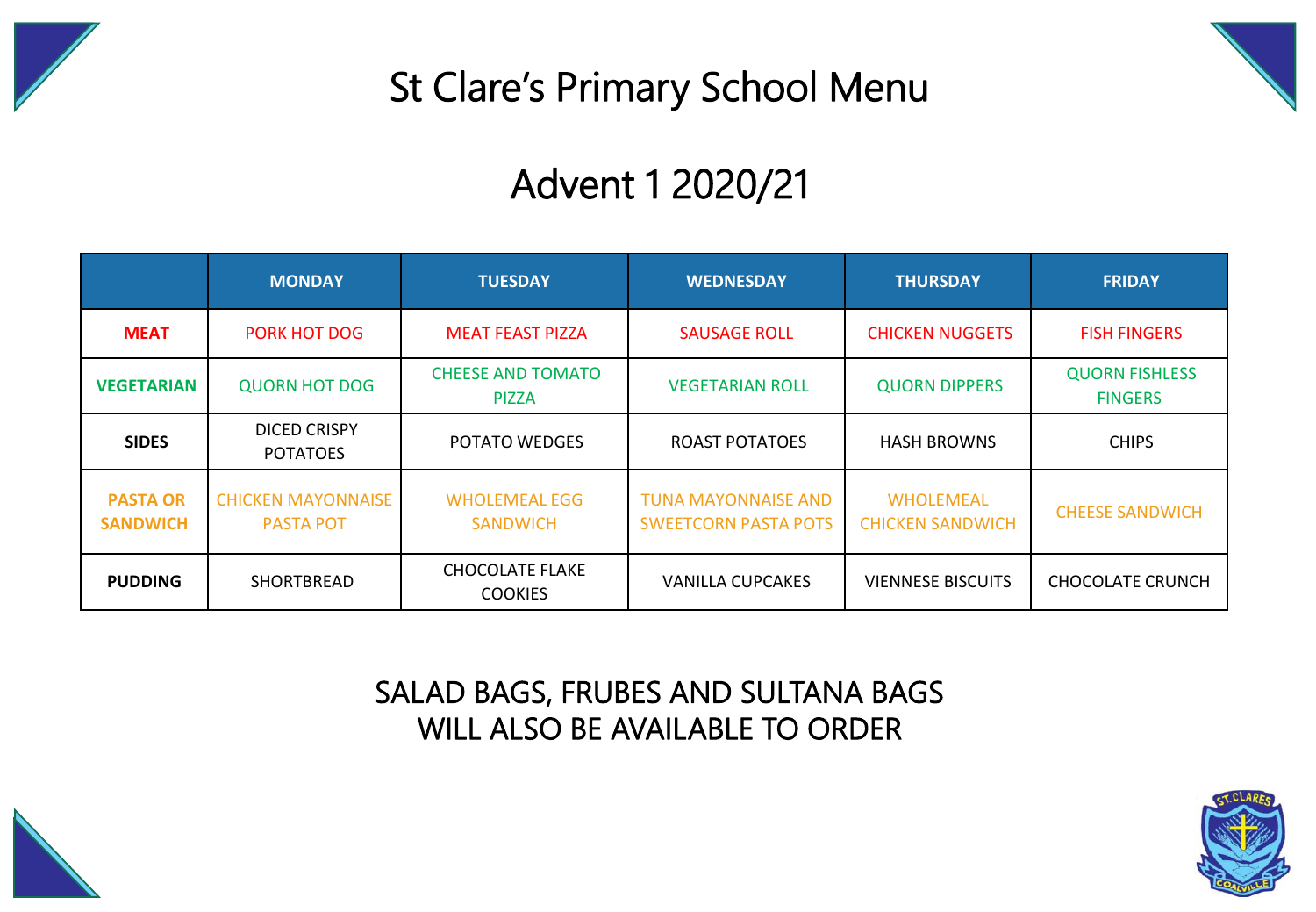# St Clare's Primary School Menu

## Advent 1 2020/21

| | MONDAY | TUESDAY | WEDNESDAY | THURSDAY | FRIDAY |
|---|---|---|---|---|---|
| **MEAT** | PORK HOT DOG | MEAT FEAST PIZZA | SAUSAGE ROLL | CHICKEN NUGGETS | FISH FINGERS |
| **VEGETARIAN** | QUORN HOT DOG | CHEESE AND TOMATO PIZZA | VEGETARIAN ROLL | QUORN DIPPERS | QUORN FISHLESS FINGERS |
| **SIDES** | DICED CRISPY POTATOES | POTATO WEDGES | ROAST POTATOES | HASH BROWNS | CHIPS |
| **PASTA OR SANDWICH** | CHICKEN MAYONNAISE PASTA POT | WHOLEMEAL EGG SANDWICH | TUNA MAYONNAISE AND SWEETCORN PASTA POTS | WHOLEMEAL CHICKEN SANDWICH | CHEESE SANDWICH |
| **PUDDING** | SHORTBREAD | CHOCOLATE FLAKE COOKIES | VANILLA CUPCAKES | VIENNESE BISCUITS | CHOCOLATE CRUNCH |

SALAD BAGS, FRUBES AND SULTANA BAGS
WILL ALSO BE AVAILABLE TO ORDER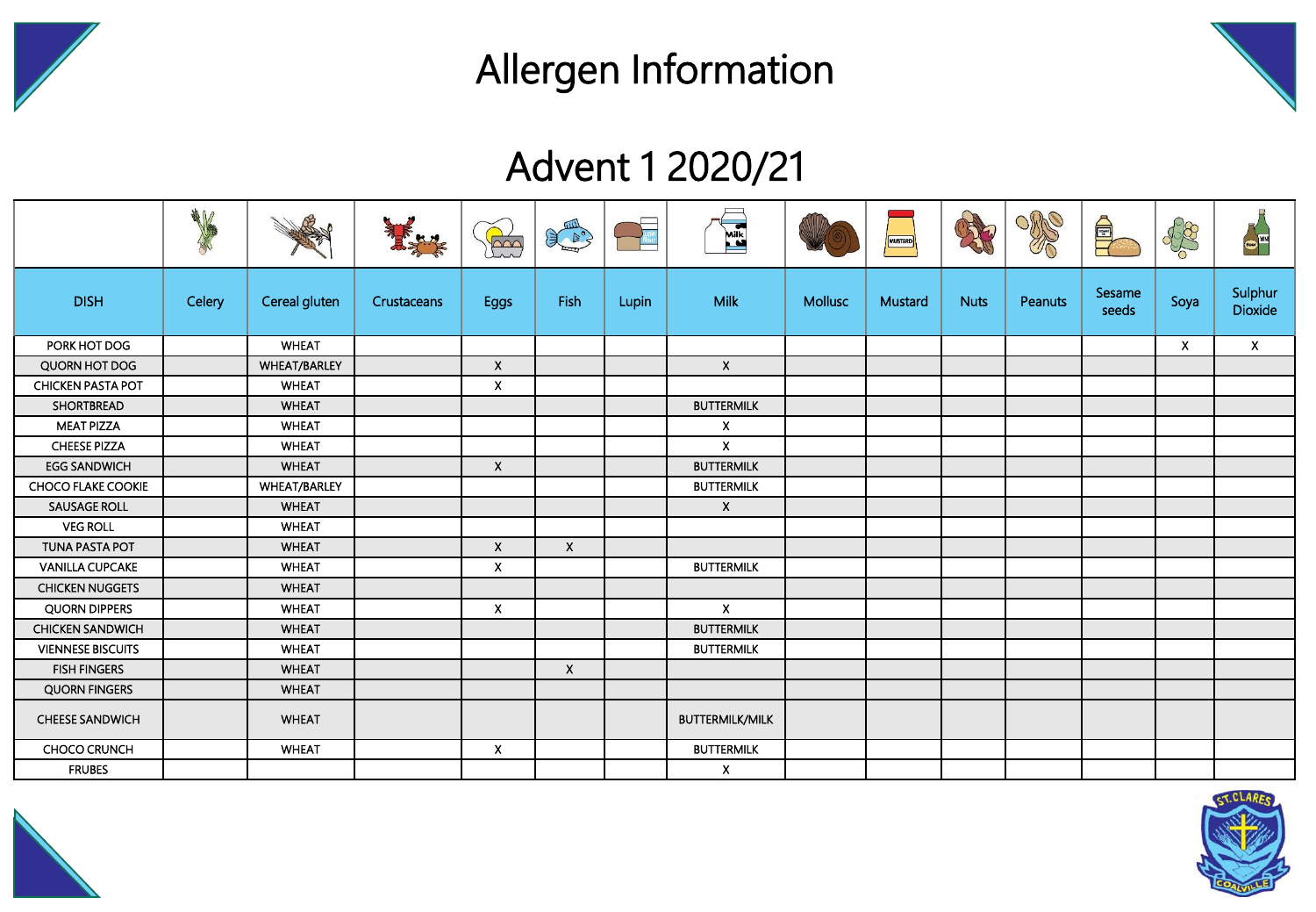# Allergen Information

# Advent 1 2020/21

| DISH | Celery | Cereal gluten | Crustaceans | Eggs | Fish | Lupin | Milk | Mollusc | Mustard | Nuts | Peanuts | Sesame seeds | Soya | Sulphur Dioxide |
|---|---|---|---|---|---|---|---|---|---|---|---|---|---|---|
| PORK HOT DOG | | WHEAT | | | | | | | | | | | X | X |
| QUORN HOT DOG | | WHEAT/BARLEY | | X | | | X | | | | | | | |
| CHICKEN PASTA POT | | WHEAT | | X | | | | | | | | | | |
| SHORTBREAD | | WHEAT | | | | | BUTTERMILK | | | | | | | |
| MEAT PIZZA | | WHEAT | | | | | X | | | | | | | |
| CHEESE PIZZA | | WHEAT | | | | | X | | | | | | | |
| EGG SANDWICH | | WHEAT | | X | | | BUTTERMILK | | | | | | | |
| CHOCO FLAKE COOKIE | | WHEAT/BARLEY | | | | | BUTTERMILK | | | | | | | |
| SAUSAGE ROLL | | WHEAT | | | | | X | | | | | | | |
| VEG ROLL | | WHEAT | | | | | | | | | | | | |
| TUNA PASTA POT | | WHEAT | | X | X | | | | | | | | | |
| VANILLA CUPCAKE | | WHEAT | | X | | | BUTTERMILK | | | | | | | |
| CHICKEN NUGGETS | | WHEAT | | | | | | | | | | | | |
| QUORN DIPPERS | | WHEAT | | X | | | X | | | | | | | |
| CHICKEN SANDWICH | | WHEAT | | | | | BUTTERMILK | | | | | | | |
| VIENNESE BISCUITS | | WHEAT | | | | | BUTTERMILK | | | | | | | |
| FISH FINGERS | | WHEAT | | | X | | | | | | | | | |
| QUORN FINGERS | | WHEAT | | | | | | | | | | | | |
| CHEESE SANDWICH | | WHEAT | | | | | BUTTERMILK/MILK | | | | | | | |
| CHOCO CRUNCH | | WHEAT | | X | | | BUTTERMILK | | | | | | | |
| FRUBES | | | | | | | X | | | | | | | |